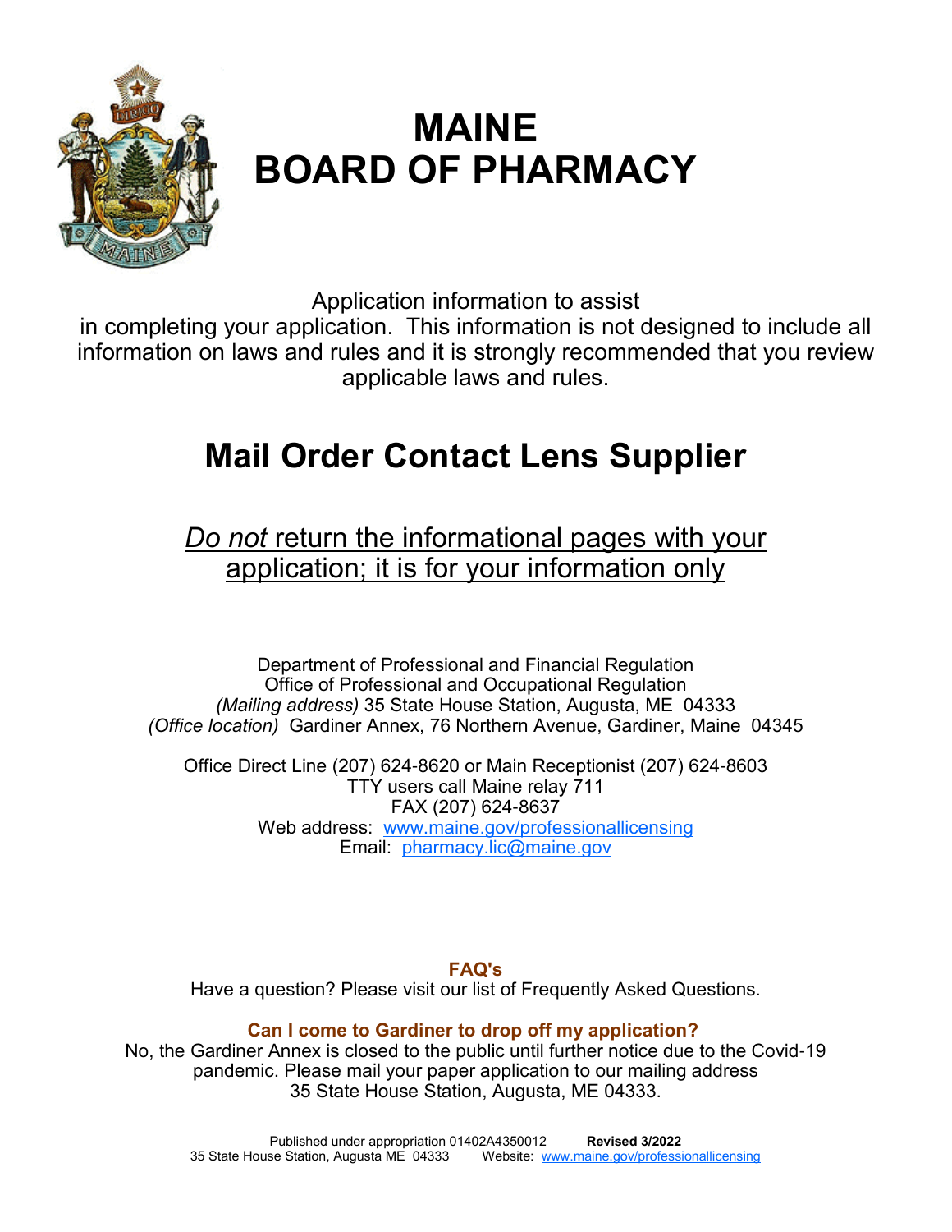# MAINE BOARD OF PHARMACY

Application information to assist in completing your application. This information is not designed to include all information on laws and rules and it is strongly recommended that you review applicable laws and rules.

# Mail Order Contact Lens Supplier

## *Do not* return the informational pages with your application; it is for your information only

Department of Professional and Financial Regulation
Office of Professional and Occupational Regulation
*(Mailing address)* 35 State House Station, Augusta, ME 04333
*(Office location)* Gardiner Annex, 76 Northern Avenue, Gardiner, Maine 04345

Office Direct Line (207) 624-8620 or Main Receptionist (207) 624-8603
TTY users call Maine relay 711
FAX (207) 624-8637
Web address: www.maine.gov/professionallicensing
Email: pharmacy.lic@maine.gov

**FAQ's**

Have a question? Please visit our list of Frequently Asked Questions.

**Can I come to Gardiner to drop off my application?**

No, the Gardiner Annex is closed to the public until further notice due to the Covid-19 pandemic. Please mail your paper application to our mailing address 35 State House Station, Augusta, ME 04333.

Published under appropriation 01402A4350012 **Revised 3/2022**
35 State House Station, Augusta ME 04333 Website: www.maine.gov/professionallicensing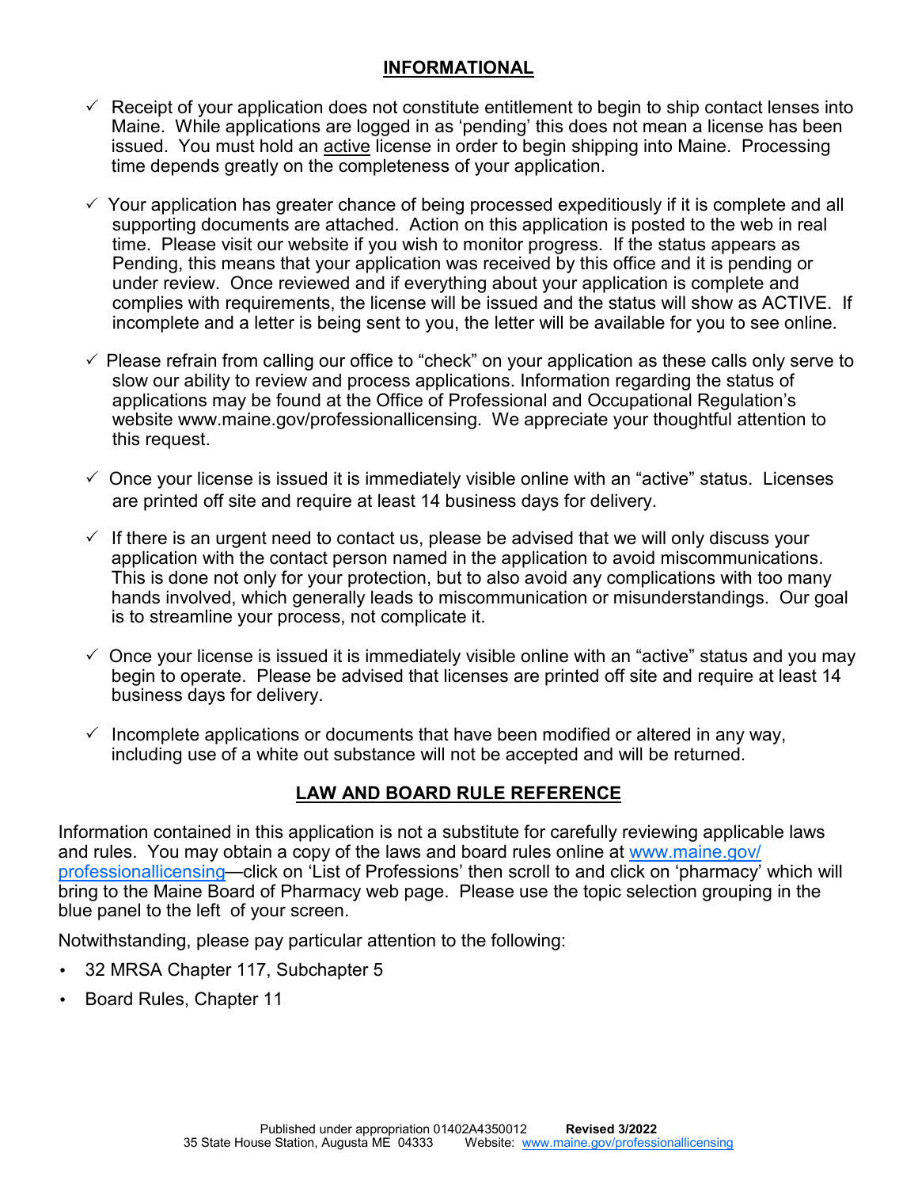## INFORMATIONAL

- ✓ Receipt of your application does not constitute entitlement to begin to ship contact lenses into Maine. While applications are logged in as 'pending' this does not mean a license has been issued. You must hold an active license in order to begin shipping into Maine. Processing time depends greatly on the completeness of your application.
- ✓ Your application has greater chance of being processed expeditiously if it is complete and all supporting documents are attached. Action on this application is posted to the web in real time. Please visit our website if you wish to monitor progress. If the status appears as Pending, this means that your application was received by this office and it is pending or under review. Once reviewed and if everything about your application is complete and complies with requirements, the license will be issued and the status will show as ACTIVE. If incomplete and a letter is being sent to you, the letter will be available for you to see online.
- ✓ Please refrain from calling our office to "check" on your application as these calls only serve to slow our ability to review and process applications. Information regarding the status of applications may be found at the Office of Professional and Occupational Regulation's website www.maine.gov/professionallicensing. We appreciate your thoughtful attention to this request.
- ✓ Once your license is issued it is immediately visible online with an "active" status. Licenses are printed off site and require at least 14 business days for delivery.
- ✓ If there is an urgent need to contact us, please be advised that we will only discuss your application with the contact person named in the application to avoid miscommunications. This is done not only for your protection, but to also avoid any complications with too many hands involved, which generally leads to miscommunication or misunderstandings. Our goal is to streamline your process, not complicate it.
- ✓ Once your license is issued it is immediately visible online with an "active" status and you may begin to operate. Please be advised that licenses are printed off site and require at least 14 business days for delivery.
- ✓ Incomplete applications or documents that have been modified or altered in any way, including use of a white out substance will not be accepted and will be returned.

## LAW AND BOARD RULE REFERENCE

Information contained in this application is not a substitute for carefully reviewing applicable laws and rules. You may obtain a copy of the laws and board rules online at www.maine.gov/professionallicensing—click on 'List of Professions' then scroll to and click on 'pharmacy' which will bring to the Maine Board of Pharmacy web page. Please use the topic selection grouping in the blue panel to the left of your screen.

Notwithstanding, please pay particular attention to the following:

- 32 MRSA Chapter 117, Subchapter 5
- Board Rules, Chapter 11

Published under appropriation 01402A4350012 **Revised 3/2022**
35 State House Station, Augusta ME 04333 Website: www.maine.gov/professionallicensing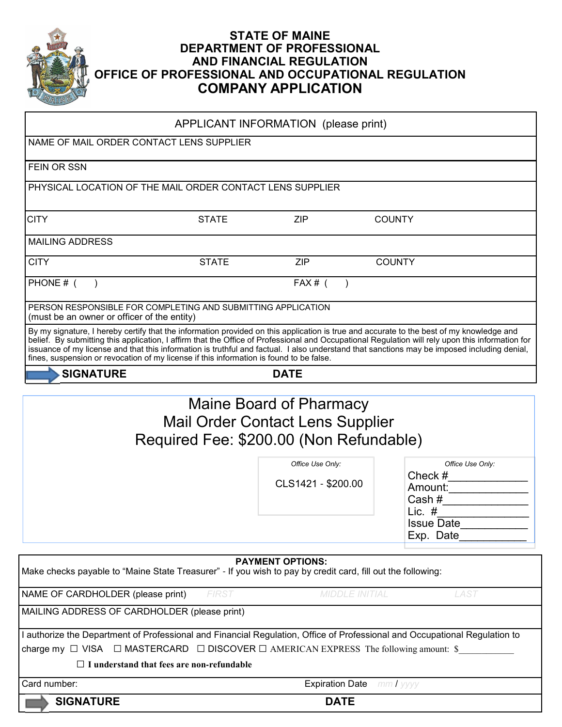# STATE OF MAINE
# DEPARTMENT OF PROFESSIONAL AND FINANCIAL REGULATION
# OFFICE OF PROFESSIONAL AND OCCUPATIONAL REGULATION
# COMPANY APPLICATION

| APPLICANT INFORMATION (please print) | | | |
|---|---|---|---|
| NAME OF MAIL ORDER CONTACT LENS SUPPLIER | | | |
| FEIN OR SSN | | | |
| PHYSICAL LOCATION OF THE MAIL ORDER CONTACT LENS SUPPLIER | | | |
| CITY | STATE | ZIP | COUNTY |
| MAILING ADDRESS | | | |
| CITY | STATE | ZIP | COUNTY |
| PHONE # (    ) | | FAX # (    ) | |
| PERSON RESPONSIBLE FOR COMPLETING AND SUBMITTING APPLICATION (must be an owner or officer of the entity) | | | |

By my signature, I hereby certify that the information provided on this application is true and accurate to the best of my knowledge and belief. By submitting this application, I affirm that the Office of Professional and Occupational Regulation will rely upon this information for issuance of my license and that this information is truthful and factual. I also understand that sanctions may be imposed including denial, fines, suspension or revocation of my license if this information is found to be false.

**SIGNATURE** **DATE**

## Maine Board of Pharmacy
## Mail Order Contact Lens Supplier
## Required Fee: $200.00 (Non Refundable)

*Office Use Only:*

CLS1421 - $200.00

*Office Use Only:*

Check #______________
Amount:______________
Cash #______________
Lic. #______________
Issue Date___________
Exp. Date___________

**PAYMENT OPTIONS:**

Make checks payable to "Maine State Treasurer" - If you wish to pay by credit card, fill out the following:

| NAME OF CARDHOLDER (please print) | FIRST | MIDDLE INITIAL | LAST |
|---|---|---|---|
| MAILING ADDRESS OF CARDHOLDER (please print) | | | |

I authorize the Department of Professional and Financial Regulation, Office of Professional and Occupational Regulation to charge my ☐ VISA ☐ MASTERCARD ☐ DISCOVER ☐ AMERICAN EXPRESS The following amount: $____________

☐ **I understand that fees are non-refundable**

Card number: Expiration Date mm / yyyy

**SIGNATURE** **DATE**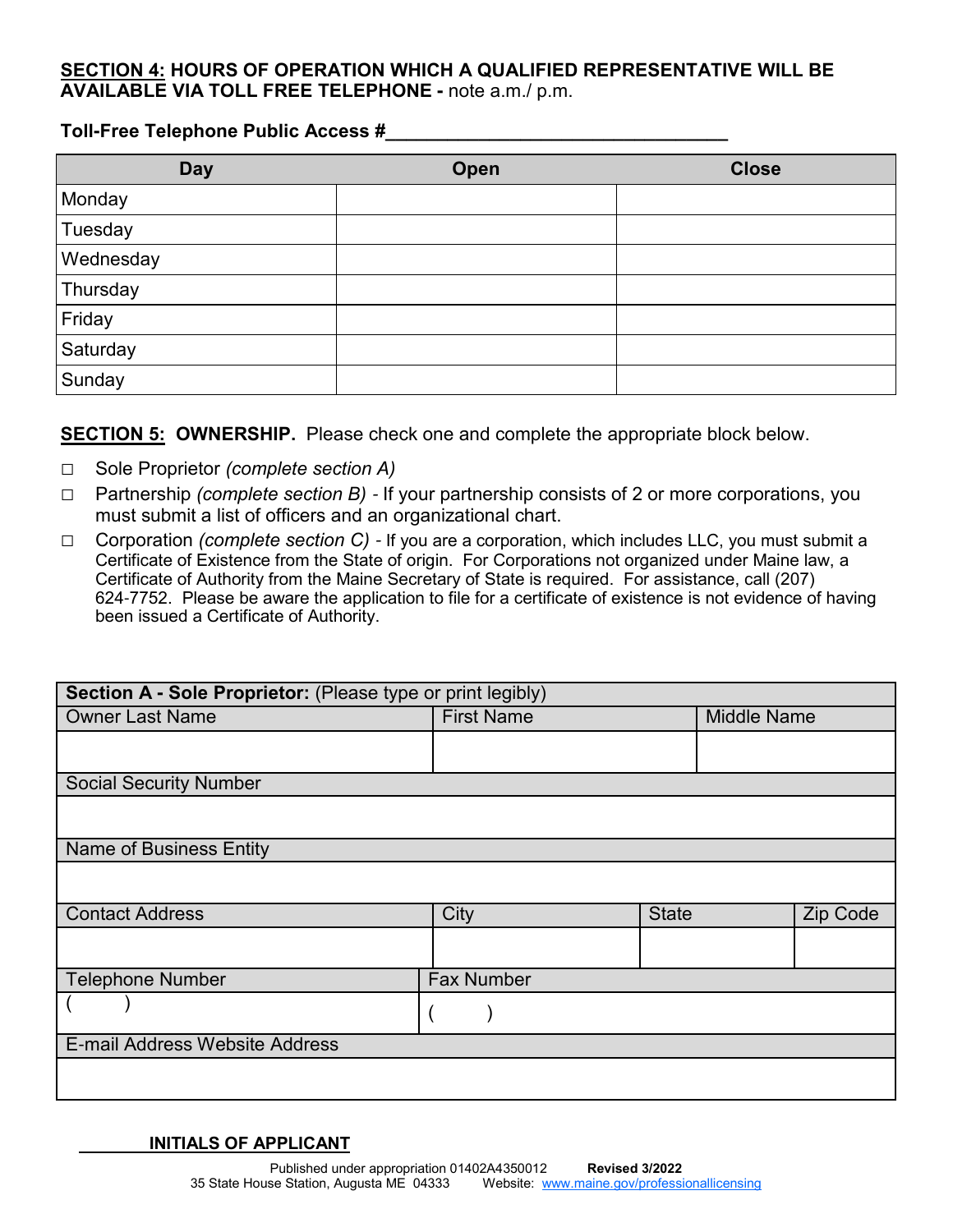**SECTION 4: HOURS OF OPERATION WHICH A QUALIFIED REPRESENTATIVE WILL BE AVAILABLE VIA TOLL FREE TELEPHONE -** note a.m./ p.m.

**Toll-Free Telephone Public Access #**\_\_\_\_\_\_\_\_\_\_\_\_\_\_\_\_\_\_\_\_\_\_\_\_\_\_\_\_\_\_\_\_\_

| Day | Open | Close |
|---|---|---|
| Monday | | |
| Tuesday | | |
| Wednesday | | |
| Thursday | | |
| Friday | | |
| Saturday | | |
| Sunday | | |

**SECTION 5: OWNERSHIP.** Please check one and complete the appropriate block below.

- □ Sole Proprietor *(complete section A)*
- □ Partnership *(complete section B)* - If your partnership consists of 2 or more corporations, you must submit a list of officers and an organizational chart.
- □ Corporation *(complete section C)* - If you are a corporation, which includes LLC, you must submit a Certificate of Existence from the State of origin. For Corporations not organized under Maine law, a Certificate of Authority from the Maine Secretary of State is required. For assistance, call (207) 624-7752. Please be aware the application to file for a certificate of existence is not evidence of having been issued a Certificate of Authority.

| **Section A - Sole Proprietor:** (Please type or print legibly) | | | |
|---|---|---|---|
| Owner Last Name | First Name | Middle Name | |
| | | | |
| Social Security Number | | | |
| | | | |
| Name of Business Entity | | | |
| | | | |
| Contact Address | City | State | Zip Code |
| | | | |
| Telephone Number | Fax Number | | |
| (     ) | (     ) | | |
| E-mail Address Website Address | | | |
| | | | |

\_\_\_\_\_\_\_\_ **INITIALS OF APPLICANT**

Published under appropriation 01402A4350012 **Revised 3/2022**
35 State House Station, Augusta ME 04333 Website: www.maine.gov/professionallicensing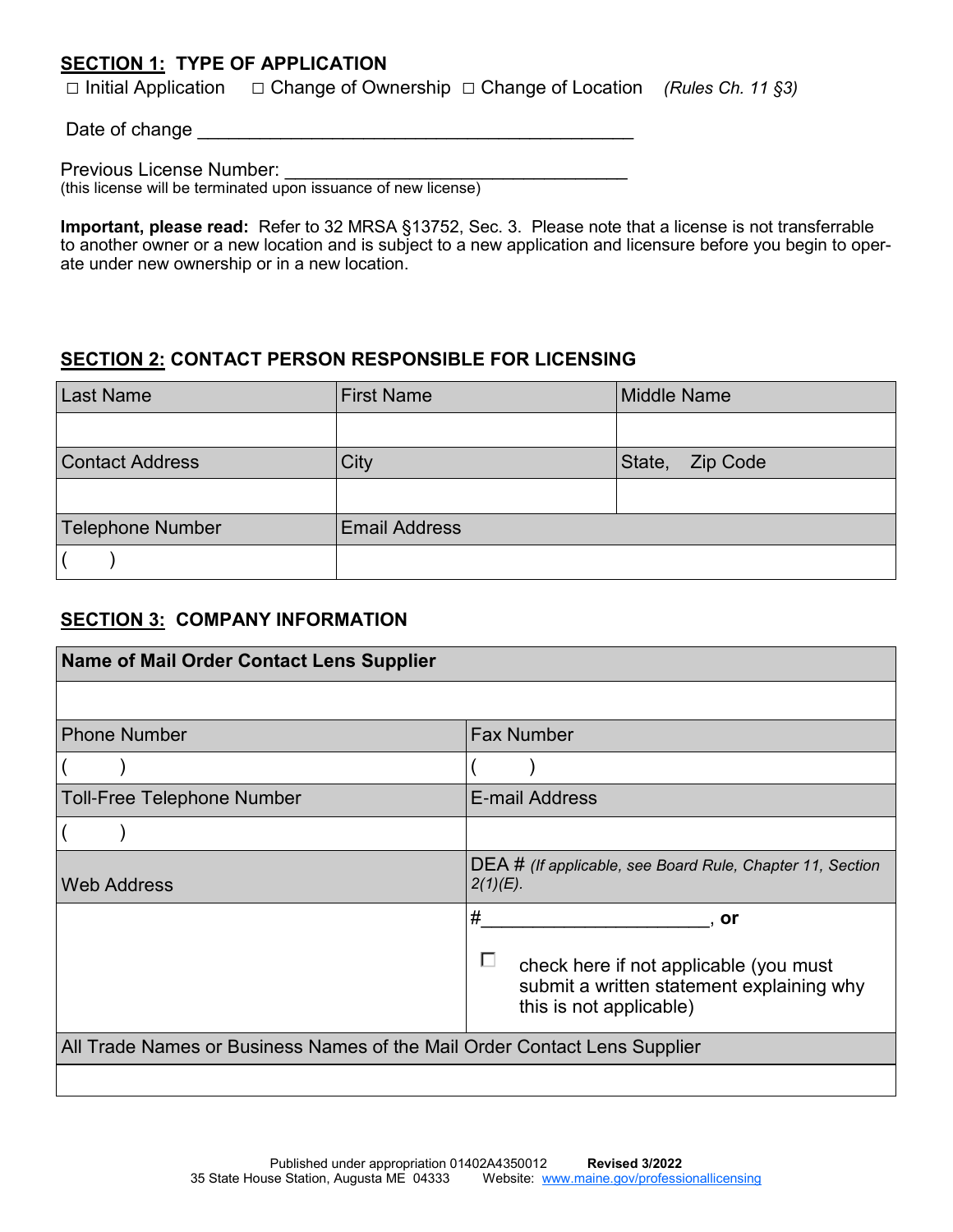## **SECTION 1:** TYPE OF APPLICATION

☐ Initial Application ☐ Change of Ownership ☐ Change of Location *(Rules Ch. 11 §3)*

Date of change ___________________________________________

Previous License Number: __________________________________
(this license will be terminated upon issuance of new license)

**Important, please read:** Refer to 32 MRSA §13752, Sec. 3. Please note that a license is not transferrable to another owner or a new location and is subject to a new application and licensure before you begin to operate under new ownership or in a new location.

## **SECTION 2:** CONTACT PERSON RESPONSIBLE FOR LICENSING

| Last Name | First Name | Middle Name |
|---|---|---|
| | | |
| Contact Address | City | State, Zip Code |
| | | |
| Telephone Number | Email Address | |
| ( ) | | |

## **SECTION 3:** COMPANY INFORMATION

| **Name of Mail Order Contact Lens Supplier** | |
|---|---|
| | |
| Phone Number | Fax Number |
| ( ) | ( ) |
| Toll-Free Telephone Number | E-mail Address |
| ( ) | |
| Web Address | DEA # *(If applicable, see Board Rule, Chapter 11, Section 2(1)(E).* |
| | #______________________, **or** ☐ check here if not applicable (you must submit a written statement explaining why this is not applicable) |
| All Trade Names or Business Names of the Mail Order Contact Lens Supplier | |
| | |

Published under appropriation 01402A4350012 **Revised 3/2022**
35 State House Station, Augusta ME 04333 Website: www.maine.gov/professionallicensing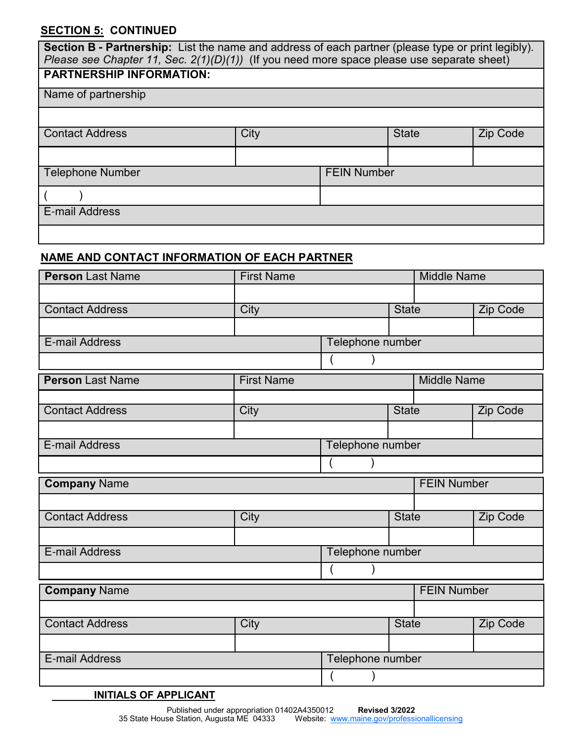**SECTION 5: CONTINUED**

**Section B - Partnership:** List the name and address of each partner (please type or print legibly). *Please see Chapter 11, Sec. 2(1)(D)(1))* (If you need more space please use separate sheet)

**PARTNERSHIP INFORMATION:**

| Name of partnership | | | |
|---|---|---|---|
| | | | |
| Contact Address | City | State | Zip Code |
| | | | |

| Telephone Number | FEIN Number |
|---|---|
| (     ) | |

| E-mail Address |
|---|
| |

**NAME AND CONTACT INFORMATION OF EACH PARTNER**

| **Person** Last Name | First Name | Middle Name |
|---|---|---|
| | | |

| Contact Address | City | State | Zip Code |
|---|---|---|---|
| | | | |

| E-mail Address | Telephone number |
|---|---|
| | (     ) |

| **Person** Last Name | First Name | Middle Name |
|---|---|---|
| | | |

| Contact Address | City | State | Zip Code |
|---|---|---|---|
| | | | |

| E-mail Address | Telephone number |
|---|---|
| | (     ) |

| **Company** Name | FEIN Number |
|---|---|
| | |

| Contact Address | City | State | Zip Code |
|---|---|---|---|
| | | | |

| E-mail Address | Telephone number |
|---|---|
| | (     ) |

| **Company** Name | FEIN Number |
|---|---|
| | |

| Contact Address | City | State | Zip Code |
|---|---|---|---|
| | | | |

| E-mail Address | Telephone number |
|---|---|
| | (     ) |

\_\_\_\_\_\_\_\_ **INITIALS OF APPLICANT**

Published under appropriation 01402A4350012 **Revised 3/2022**
35 State House Station, Augusta ME 04333 Website: www.maine.gov/professionallicensing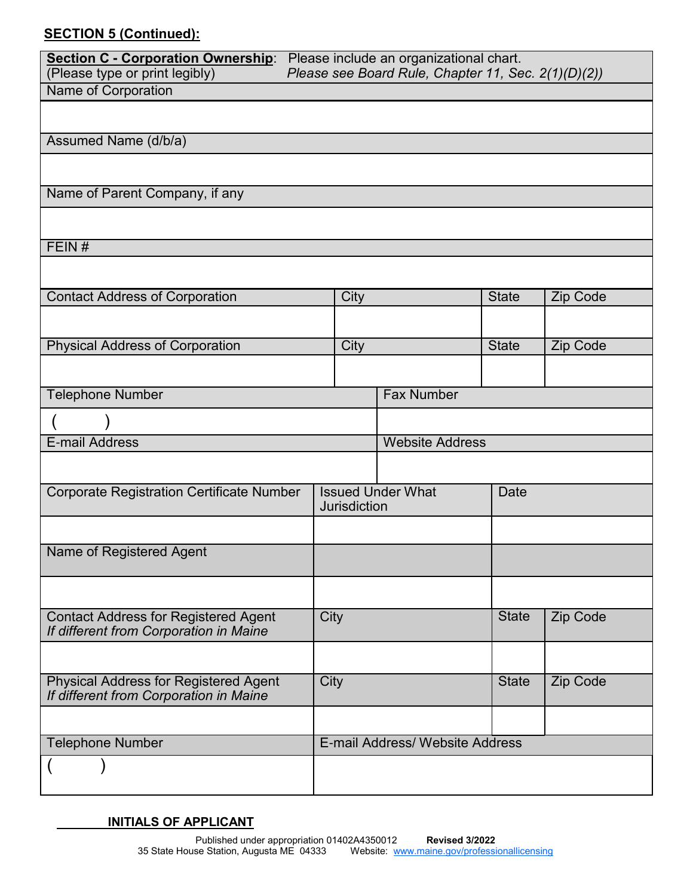**SECTION 5 (Continued):**

| **Section C - Corporation Ownership**: Please include an organizational chart. (Please type or print legibly) *Please see Board Rule, Chapter 11, Sec. 2(1)(D)(2))* | | | |
|---|---|---|---|
| Name of Corporation | | | |
| | | | |
| Assumed Name (d/b/a) | | | |
| | | | |
| Name of Parent Company, if any | | | |
| | | | |
| FEIN # | | | |
| | | | |
| Contact Address of Corporation | City | State | Zip Code |
| | | | |
| Physical Address of Corporation | City | State | Zip Code |
| | | | |
| Telephone Number | Fax Number | | |
| (     ) | | | |
| E-mail Address | Website Address | | |
| | | | |
| Corporate Registration Certificate Number | Issued Under What Jurisdiction | Date | |
| | | | |
| Name of Registered Agent | | | |
| | | | |
| Contact Address for Registered Agent *If different from Corporation in Maine* | City | State | Zip Code |
| | | | |
| Physical Address for Registered Agent *If different from Corporation in Maine* | City | State | Zip Code |
| | | | |
| Telephone Number | E-mail Address/ Website Address | | |
| (     ) | | | |

________ **INITIALS OF APPLICANT**

Published under appropriation 01402A4350012 **Revised 3/2022**
35 State House Station, Augusta ME 04333 Website: www.maine.gov/professionallicensing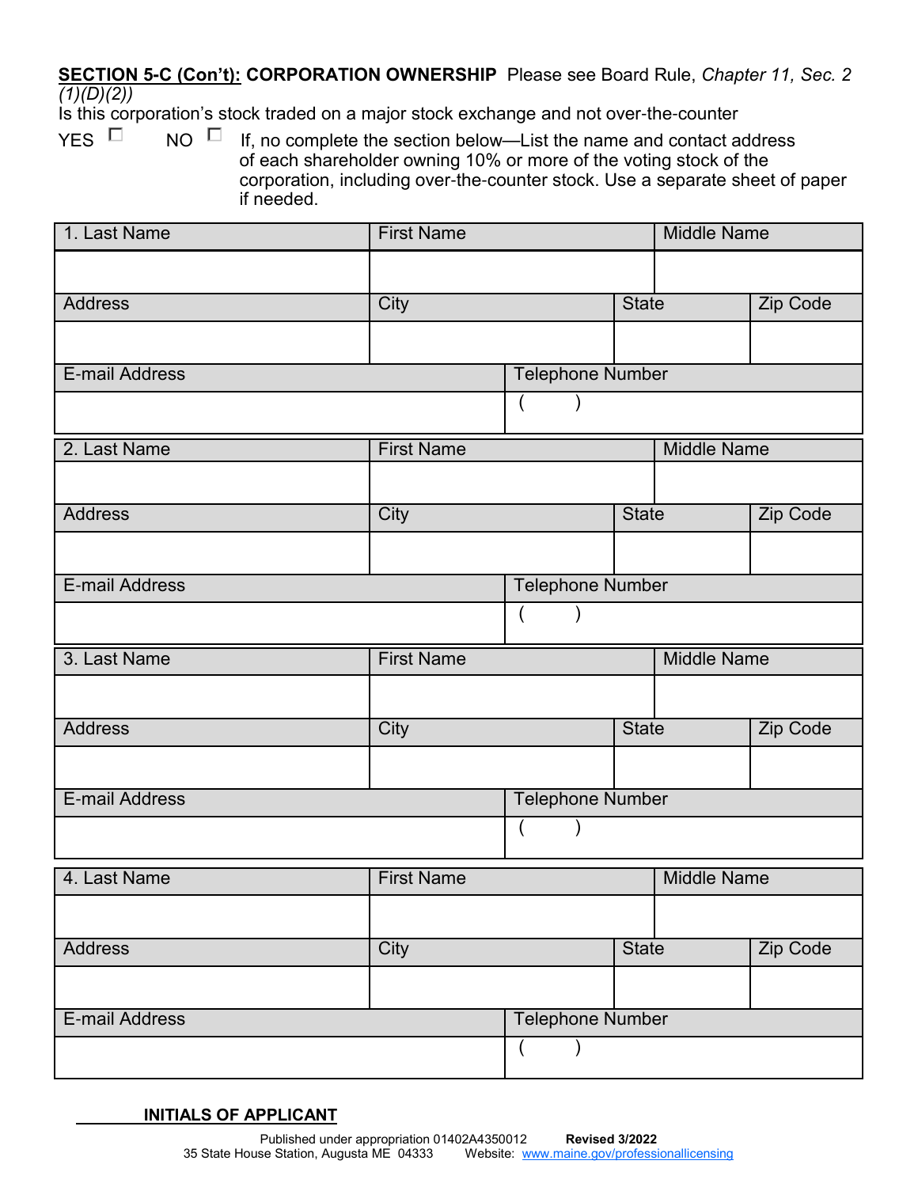**SECTION 5-C (Con't): CORPORATION OWNERSHIP** Please see Board Rule, *Chapter 11, Sec. 2 (1)(D)(2))*

Is this corporation's stock traded on a major stock exchange and not over-the-counter

YES ☐ NO ☐ If, no complete the section below—List the name and contact address of each shareholder owning 10% or more of the voting stock of the corporation, including over-the-counter stock. Use a separate sheet of paper if needed.

| 1. Last Name | First Name | Middle Name | |
|---|---|---|---|
| | | | |
| Address | City | State | Zip Code |
| | | | |
| E-mail Address | Telephone Number | | |
| | ( ) | | |

| 2. Last Name | First Name | Middle Name | |
|---|---|---|---|
| | | | |
| Address | City | State | Zip Code |
| | | | |
| E-mail Address | Telephone Number | | |
| | ( ) | | |

| 3. Last Name | First Name | Middle Name | |
|---|---|---|---|
| | | | |
| Address | City | State | Zip Code |
| | | | |
| E-mail Address | Telephone Number | | |
| | ( ) | | |

| 4. Last Name | First Name | Middle Name | |
|---|---|---|---|
| | | | |
| Address | City | State | Zip Code |
| | | | |
| E-mail Address | Telephone Number | | |
| | ( ) | | |

______ **INITIALS OF APPLICANT**

Published under appropriation 01402A4350012 **Revised 3/2022**
35 State House Station, Augusta ME 04333 Website: www.maine.gov/professionallicensing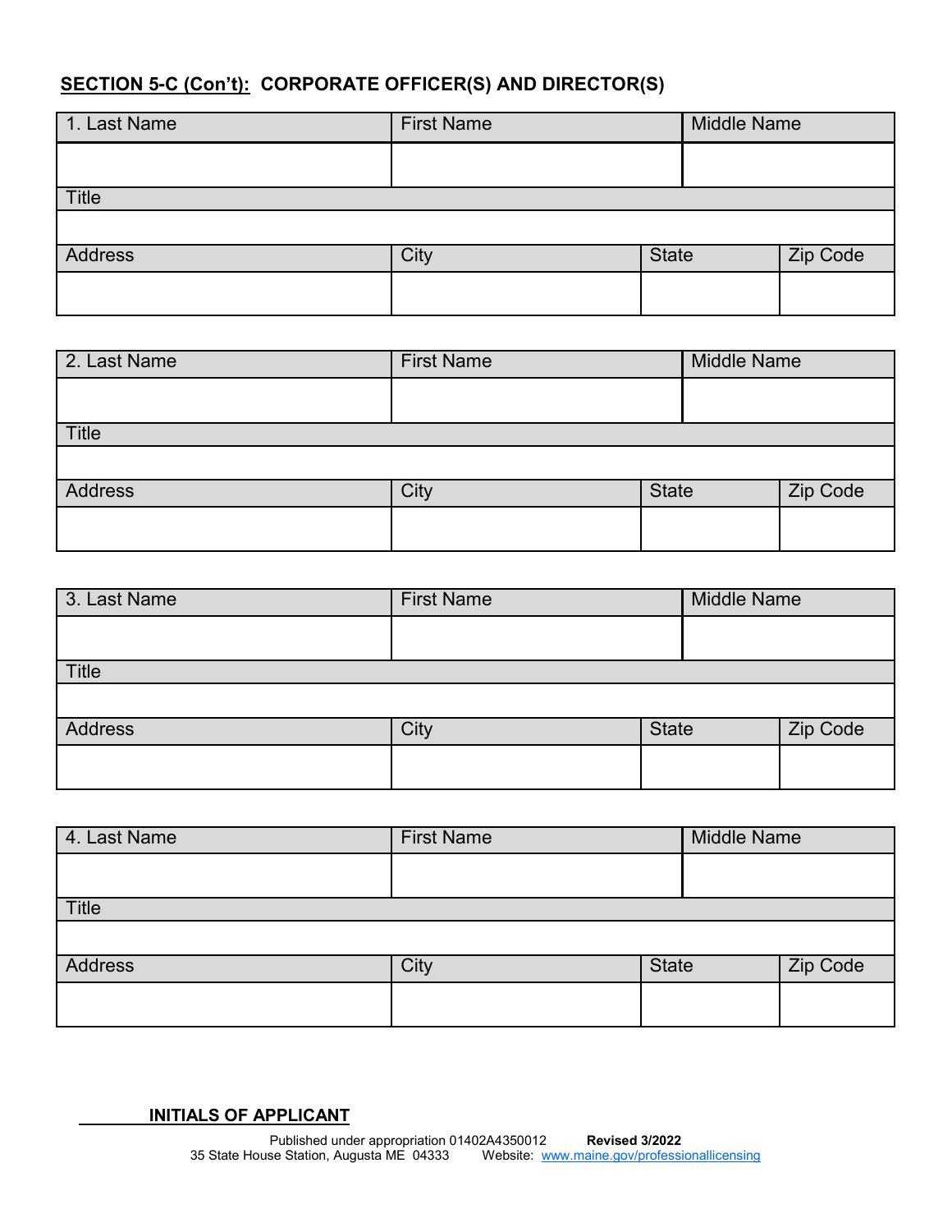## SECTION 5-C (Con't): CORPORATE OFFICER(S) AND DIRECTOR(S)

| 1. Last Name | First Name | Middle Name | |
|---|---|---|---|
| | | | |
| Title | | | |
| | | | |
| Address | City | State | Zip Code |
| | | | |

| 2. Last Name | First Name | Middle Name | |
|---|---|---|---|
| | | | |
| Title | | | |
| | | | |
| Address | City | State | Zip Code |
| | | | |

| 3. Last Name | First Name | Middle Name | |
|---|---|---|---|
| | | | |
| Title | | | |
| | | | |
| Address | City | State | Zip Code |
| | | | |

| 4. Last Name | First Name | Middle Name | |
|---|---|---|---|
| | | | |
| Title | | | |
| | | | |
| Address | City | State | Zip Code |
| | | | |

**INITIALS OF APPLICANT**

Published under appropriation 01402A4350012 **Revised 3/2022**
35 State House Station, Augusta ME 04333 Website: www.maine.gov/professionallicensing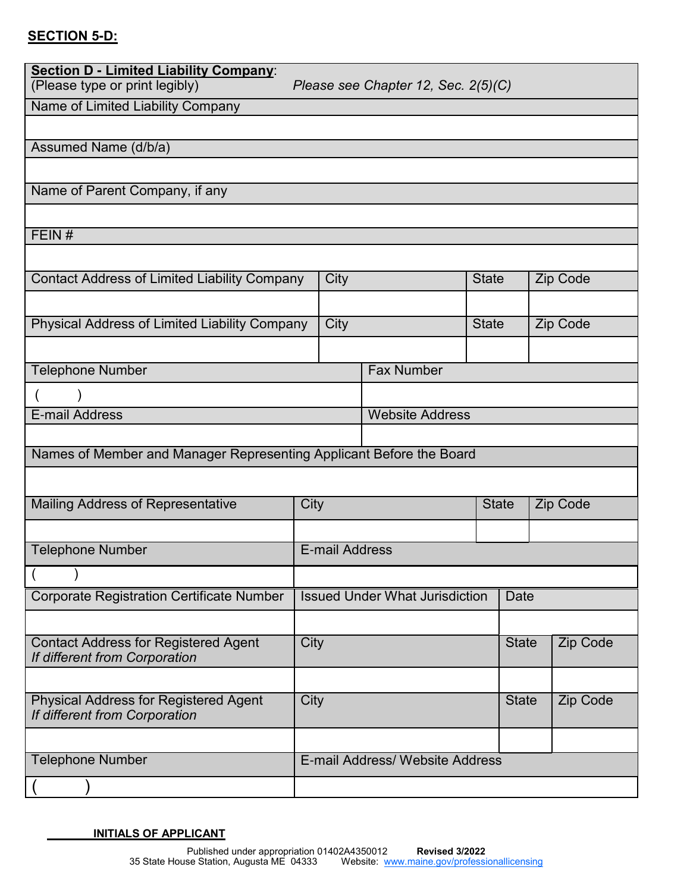**SECTION 5-D:**

**Section D - Limited Liability Company**:
(Please type or print legibly) *Please see Chapter 12, Sec. 2(5)(C)*

| Name of Limited Liability Company | | | |
|---|---|---|---|
| | | | |
| **Assumed Name (d/b/a)** | | | |
| | | | |
| **Name of Parent Company, if any** | | | |
| | | | |
| **FEIN #** | | | |
| | | | |
| **Contact Address of Limited Liability Company** | **City** | **State** | **Zip Code** |
| | | | |
| **Physical Address of Limited Liability Company** | **City** | **State** | **Zip Code** |
| | | | |

| Telephone Number | Fax Number |
|---|---|
| (     ) | |
| **E-mail Address** | **Website Address** |
| | |

| Names of Member and Manager Representing Applicant Before the Board | | | |
|---|---|---|---|
| | | | |
| **Mailing Address of Representative** | **City** | **State** | **Zip Code** |
| | | | |

| Telephone Number | E-mail Address |
|---|---|
| (     ) | |

| Corporate Registration Certificate Number | Issued Under What Jurisdiction | Date | |
|---|---|---|---|
| | | | |
| **Contact Address for Registered Agent** *If different from Corporation* | **City** | **State** | **Zip Code** |
| | | | |
| **Physical Address for Registered Agent** *If different from Corporation* | **City** | **State** | **Zip Code** |
| | | | |

| Telephone Number | E-mail Address/ Website Address |
|---|---|
| (     ) | |

_______ **INITIALS OF APPLICANT**

Published under appropriation 01402A4350012 **Revised 3/2022**
35 State House Station, Augusta ME 04333 Website: www.maine.gov/professionallicensing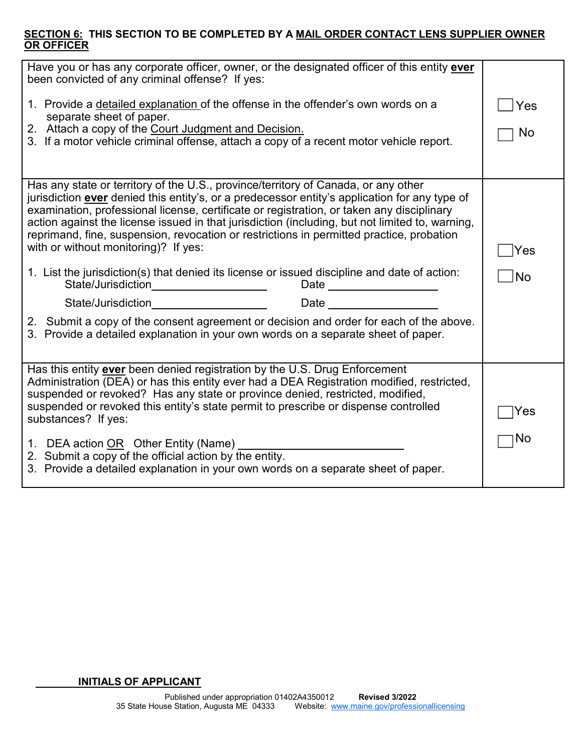**SECTION 6: THIS SECTION TO BE COMPLETED BY A MAIL ORDER CONTACT LENS SUPPLIER OWNER OR OFFICER**

| Question | Response |
|---|---|
| Have you or has any corporate officer, owner, or the designated officer of this entity **ever** been convicted of any criminal offense? If yes:<br><br>1. Provide a detailed explanation of the offense in the offender's own words on a separate sheet of paper.<br>2. Attach a copy of the Court Judgment and Decision.<br>3. If a motor vehicle criminal offense, attach a copy of a recent motor vehicle report. | ☐ Yes<br>☐ No |
| Has any state or territory of the U.S., province/territory of Canada, or any other jurisdiction **ever** denied this entity's, or a predecessor entity's application for any type of examination, professional license, certificate or registration, or taken any disciplinary action against the license issued in that jurisdiction (including, but not limited to, warning, reprimand, fine, suspension, revocation or restrictions in permitted practice, probation with or without monitoring)? If yes:<br><br>1. List the jurisdiction(s) that denied its license or issued discipline and date of action:<br>State/Jurisdiction\_\_\_\_\_\_\_\_\_\_\_\_\_\_\_\_ Date \_\_\_\_\_\_\_\_\_\_\_\_\_\_\_\_<br>State/Jurisdiction\_\_\_\_\_\_\_\_\_\_\_\_\_\_\_\_ Date \_\_\_\_\_\_\_\_\_\_\_\_\_\_\_\_<br>2. Submit a copy of the consent agreement or decision and order for each of the above.<br>3. Provide a detailed explanation in your own words on a separate sheet of paper. | ☐ Yes<br>☐ No |
| Has this entity **ever** been denied registration by the U.S. Drug Enforcement Administration (DEA) or has this entity ever had a DEA Registration modified, restricted, suspended or revoked? Has any state or province denied, restricted, modified, suspended or revoked this entity's state permit to prescribe or dispense controlled substances? If yes:<br><br>1. DEA action OR Other Entity (Name) \_\_\_\_\_\_\_\_\_\_\_\_\_\_\_\_\_\_\_\_<br>2. Submit a copy of the official action by the entity.<br>3. Provide a detailed explanation in your own words on a separate sheet of paper. | ☐ Yes<br>☐ No |

\_\_\_\_\_\_\_\_ **INITIALS OF APPLICANT**

Published under appropriation 01402A4350012 **Revised 3/2022**
35 State House Station, Augusta ME 04333 Website: www.maine.gov/professionallicensing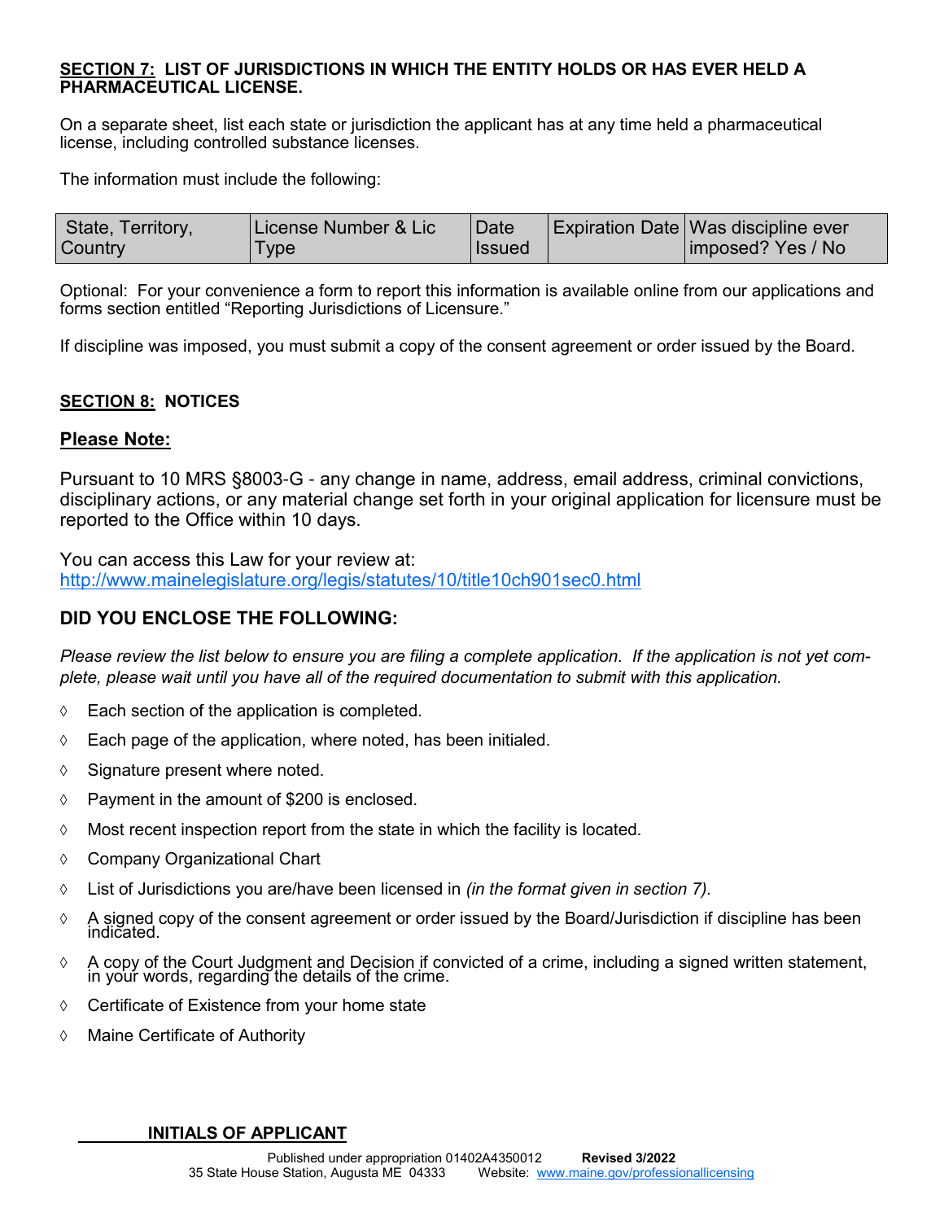**SECTION 7: LIST OF JURISDICTIONS IN WHICH THE ENTITY HOLDS OR HAS EVER HELD A PHARMACEUTICAL LICENSE.**

On a separate sheet, list each state or jurisdiction the applicant has at any time held a pharmaceutical license, including controlled substance licenses.

The information must include the following:

| State, Territory, Country | License Number & Lic Type | Date Issued | Expiration Date | Was discipline ever imposed? Yes / No |
|---|---|---|---|---|

Optional: For your convenience a form to report this information is available online from our applications and forms section entitled "Reporting Jurisdictions of Licensure."

If discipline was imposed, you must submit a copy of the consent agreement or order issued by the Board.

**SECTION 8: NOTICES**

**Please Note:**

Pursuant to 10 MRS §8003-G - any change in name, address, email address, criminal convictions, disciplinary actions, or any material change set forth in your original application for licensure must be reported to the Office within 10 days.

You can access this Law for your review at:
http://www.mainelegislature.org/legis/statutes/10/title10ch901sec0.html

## DID YOU ENCLOSE THE FOLLOWING:

*Please review the list below to ensure you are filing a complete application. If the application is not yet complete, please wait until you have all of the required documentation to submit with this application.*

- ◊ Each section of the application is completed.
- ◊ Each page of the application, where noted, has been initialed.
- ◊ Signature present where noted.
- ◊ Payment in the amount of $200 is enclosed.
- ◊ Most recent inspection report from the state in which the facility is located.
- ◊ Company Organizational Chart
- ◊ List of Jurisdictions you are/have been licensed in *(in the format given in section 7).*
- ◊ A signed copy of the consent agreement or order issued by the Board/Jurisdiction if discipline has been indicated.
- ◊ A copy of the Court Judgment and Decision if convicted of a crime, including a signed written statement, in your words, regarding the details of the crime.
- ◊ Certificate of Existence from your home state
- ◊ Maine Certificate of Authority

\_\_\_\_\_\_\_\_ **INITIALS OF APPLICANT**

Published under appropriation 01402A4350012 **Revised 3/2022**
35 State House Station, Augusta ME 04333 Website: www.maine.gov/professionallicensing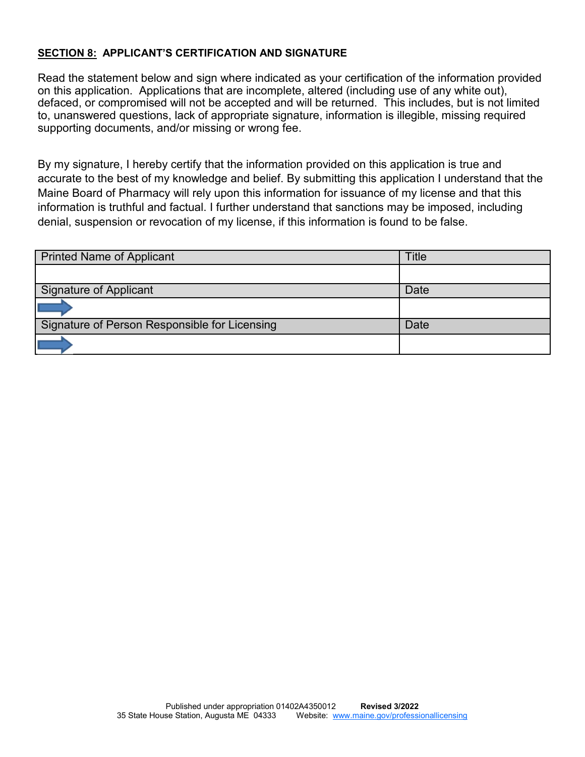**SECTION 8: APPLICANT'S CERTIFICATION AND SIGNATURE**

Read the statement below and sign where indicated as your certification of the information provided on this application. Applications that are incomplete, altered (including use of any white out), defaced, or compromised will not be accepted and will be returned. This includes, but is not limited to, unanswered questions, lack of appropriate signature, information is illegible, missing required supporting documents, and/or missing or wrong fee.

By my signature, I hereby certify that the information provided on this application is true and accurate to the best of my knowledge and belief. By submitting this application I understand that the Maine Board of Pharmacy will rely upon this information for issuance of my license and that this information is truthful and factual. I further understand that sanctions may be imposed, including denial, suspension or revocation of my license, if this information is found to be false.

| Printed Name of Applicant | Title |
|---|---|
| | |
| **Signature of Applicant** | **Date** |
| | |
| **Signature of Person Responsible for Licensing** | **Date** |
| | |

Published under appropriation 01402A4350012 **Revised 3/2022**
35 State House Station, Augusta ME 04333 Website: www.maine.gov/professionallicensing